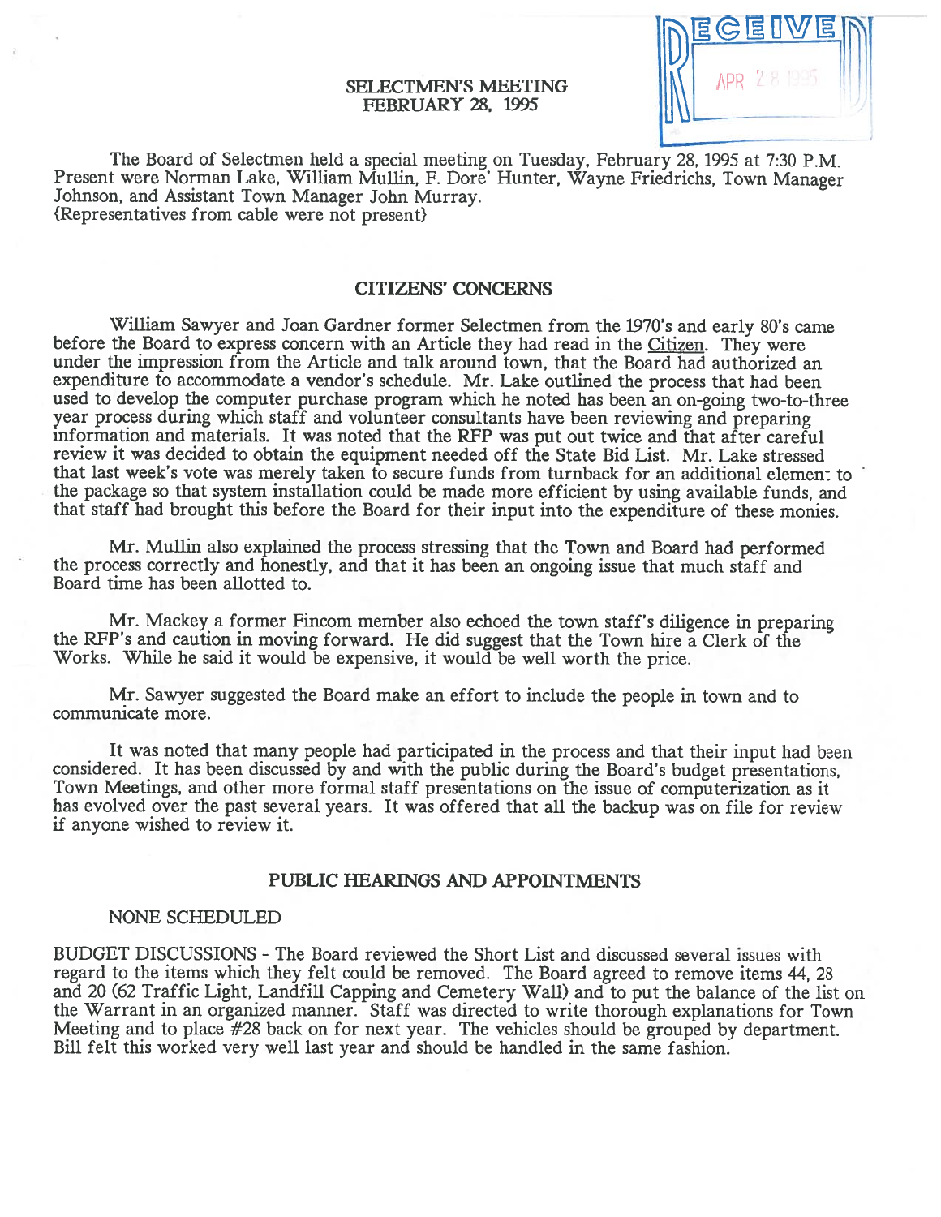RECEIVED
APR 28 1995

# SELECTMEN'S MEETING
## FEBRUARY 28, 1995

The Board of Selectmen held a special meeting on Tuesday, February 28, 1995 at 7:30 P.M. Present were Norman Lake, William Mullin, F. Dore' Hunter, Wayne Friedrichs, Town Manager Johnson, and Assistant Town Manager John Murray.
{Representatives from cable were not present}

## CITIZENS' CONCERNS

William Sawyer and Joan Gardner former Selectmen from the 1970's and early 80's came before the Board to express concern with an Article they had read in the Citizen. They were under the impression from the Article and talk around town, that the Board had authorized an expenditure to accommodate a vendor's schedule. Mr. Lake outlined the process that had been used to develop the computer purchase program which he noted has been an on-going two-to-three year process during which staff and volunteer consultants have been reviewing and preparing information and materials. It was noted that the RFP was put out twice and that after careful review it was decided to obtain the equipment needed off the State Bid List. Mr. Lake stressed that last week's vote was merely taken to secure funds from turnback for an additional element to the package so that system installation could be made more efficient by using available funds, and that staff had brought this before the Board for their input into the expenditure of these monies.

Mr. Mullin also explained the process stressing that the Town and Board had performed the process correctly and honestly, and that it has been an ongoing issue that much staff and Board time has been allotted to.

Mr. Mackey a former Fincom member also echoed the town staff's diligence in preparing the RFP's and caution in moving forward. He did suggest that the Town hire a Clerk of the Works. While he said it would be expensive, it would be well worth the price.

Mr. Sawyer suggested the Board make an effort to include the people in town and to communicate more.

It was noted that many people had participated in the process and that their input had been considered. It has been discussed by and with the public during the Board's budget presentations, Town Meetings, and other more formal staff presentations on the issue of computerization as it has evolved over the past several years. It was offered that all the backup was on file for review if anyone wished to review it.

## PUBLIC HEARINGS AND APPOINTMENTS

NONE SCHEDULED

BUDGET DISCUSSIONS - The Board reviewed the Short List and discussed several issues with regard to the items which they felt could be removed. The Board agreed to remove items 44, 28 and 20 (62 Traffic Light, Landfill Capping and Cemetery Wall) and to put the balance of the list on the Warrant in an organized manner. Staff was directed to write thorough explanations for Town Meeting and to place #28 back on for next year. The vehicles should be grouped by department. Bill felt this worked very well last year and should be handled in the same fashion.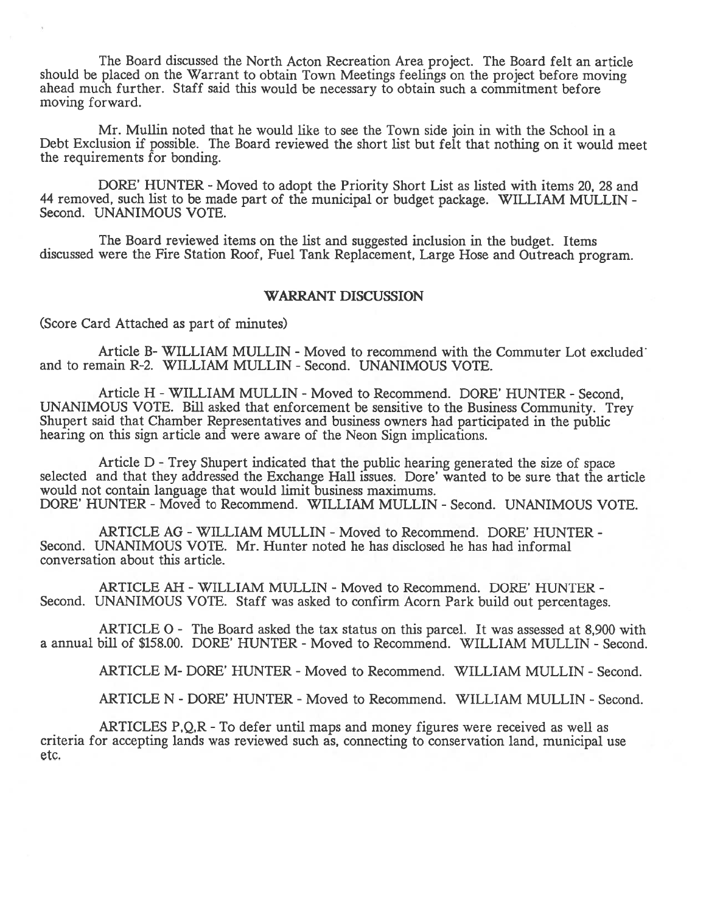The Board discussed the North Acton Recreation Area project. The Board felt an article should be placed on the Warrant to obtain Town Meetings feelings on the project before moving ahead much further. Staff said this would be necessary to obtain such a commitment before moving forward.

Mr. Mullin noted that he would like to see the Town side join in with the School in a Debt Exclusion if possible. The Board reviewed the short list but felt that nothing on it would meet the requirements for bonding.

DORE' HUNTER - Moved to adopt the Priority Short List as listed with items 20, 28 and 44 removed, such list to be made part of the municipal or budget package. WILLIAM MULLIN - Second. UNANIMOUS VOTE.

The Board reviewed items on the list and suggested inclusion in the budget. Items discussed were the Fire Station Roof, Fuel Tank Replacement, Large Hose and Outreach program.

## WARRANT DISCUSSION

(Score Card Attached as part of minutes)

Article B- WILLIAM MULLIN - Moved to recommend with the Commuter Lot excluded and to remain R-2. WILLIAM MULLIN - Second. UNANIMOUS VOTE.

Article H - WILLIAM MULLIN - Moved to Recommend. DORE' HUNTER - Second, UNANIMOUS VOTE. Bill asked that enforcement be sensitive to the Business Community. Trey Shupert said that Chamber Representatives and business owners had participated in the public hearing on this sign article and were aware of the Neon Sign implications.

Article D - Trey Shupert indicated that the public hearing generated the size of space selected and that they addressed the Exchange Hall issues. Dore' wanted to be sure that the article would not contain language that would limit business maximums.
DORE' HUNTER - Moved to Recommend. WILLIAM MULLIN - Second. UNANIMOUS VOTE.

ARTICLE AG - WILLIAM MULLIN - Moved to Recommend. DORE' HUNTER - Second. UNANIMOUS VOTE. Mr. Hunter noted he has disclosed he has had informal conversation about this article.

ARTICLE AH - WILLIAM MULLIN - Moved to Recommend. DORE' HUNTER - Second. UNANIMOUS VOTE. Staff was asked to confirm Acorn Park build out percentages.

ARTICLE O - The Board asked the tax status on this parcel. It was assessed at 8,900 with a annual bill of $158.00. DORE' HUNTER - Moved to Recommend. WILLIAM MULLIN - Second.

ARTICLE M- DORE' HUNTER - Moved to Recommend. WILLIAM MULLIN - Second.

ARTICLE N - DORE' HUNTER - Moved to Recommend. WILLIAM MULLIN - Second.

ARTICLES P,Q,R - To defer until maps and money figures were received as well as criteria for accepting lands was reviewed such as, connecting to conservation land, municipal use etc.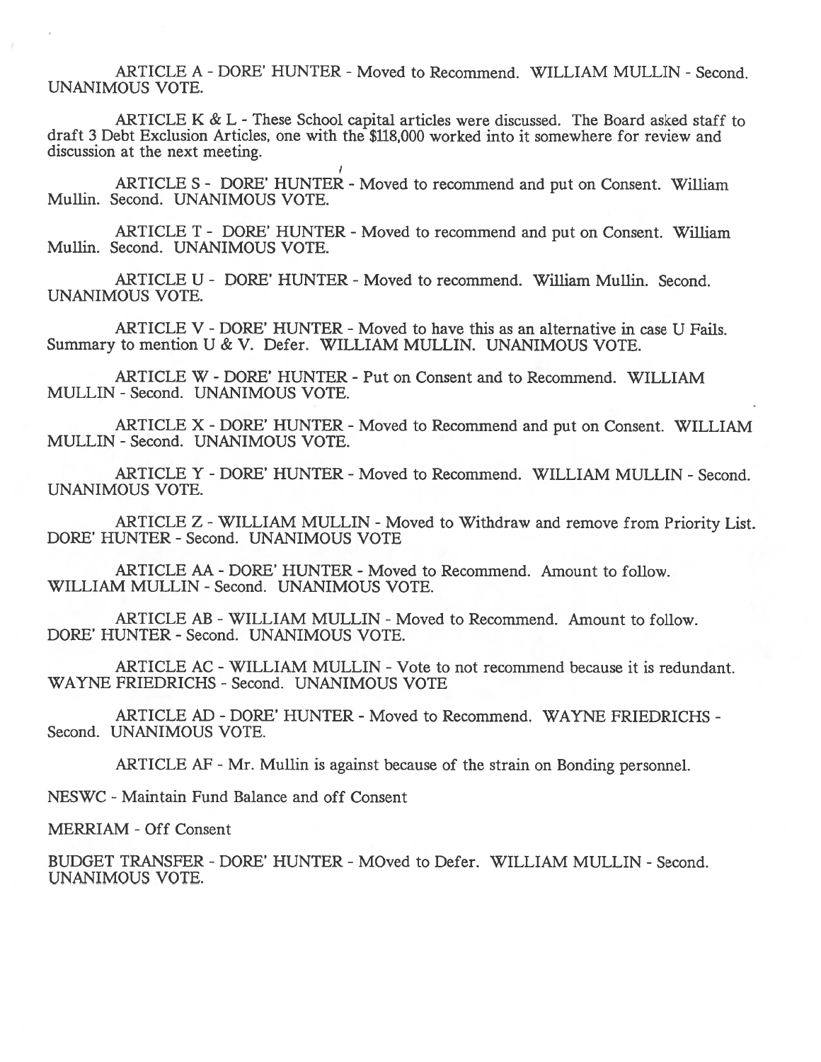ARTICLE A - DORE' HUNTER - Moved to Recommend. WILLIAM MULLIN - Second. UNANIMOUS VOTE.

ARTICLE K & L - These School capital articles were discussed. The Board asked staff to draft 3 Debt Exclusion Articles, one with the $118,000 worked into it somewhere for review and discussion at the next meeting.

ARTICLE S - DORE' HUNTER - Moved to recommend and put on Consent. William Mullin. Second. UNANIMOUS VOTE.

ARTICLE T - DORE' HUNTER - Moved to recommend and put on Consent. William Mullin. Second. UNANIMOUS VOTE.

ARTICLE U - DORE' HUNTER - Moved to recommend. William Mullin. Second. UNANIMOUS VOTE.

ARTICLE V - DORE' HUNTER - Moved to have this as an alternative in case U Fails. Summary to mention U & V. Defer. WILLIAM MULLIN. UNANIMOUS VOTE.

ARTICLE W - DORE' HUNTER - Put on Consent and to Recommend. WILLIAM MULLIN - Second. UNANIMOUS VOTE.

ARTICLE X - DORE' HUNTER - Moved to Recommend and put on Consent. WILLIAM MULLIN - Second. UNANIMOUS VOTE.

ARTICLE Y - DORE' HUNTER - Moved to Recommend. WILLIAM MULLIN - Second. UNANIMOUS VOTE.

ARTICLE Z - WILLIAM MULLIN - Moved to Withdraw and remove from Priority List. DORE' HUNTER - Second. UNANIMOUS VOTE

ARTICLE AA - DORE' HUNTER - Moved to Recommend. Amount to follow. WILLIAM MULLIN - Second. UNANIMOUS VOTE.

ARTICLE AB - WILLIAM MULLIN - Moved to Recommend. Amount to follow. DORE' HUNTER - Second. UNANIMOUS VOTE.

ARTICLE AC - WILLIAM MULLIN - Vote to not recommend because it is redundant. WAYNE FRIEDRICHS - Second. UNANIMOUS VOTE

ARTICLE AD - DORE' HUNTER - Moved to Recommend. WAYNE FRIEDRICHS - Second. UNANIMOUS VOTE.

ARTICLE AF - Mr. Mullin is against because of the strain on Bonding personnel.

NESWC - Maintain Fund Balance and off Consent

MERRIAM - Off Consent

BUDGET TRANSFER - DORE' HUNTER - MOved to Defer. WILLIAM MULLIN - Second. UNANIMOUS VOTE.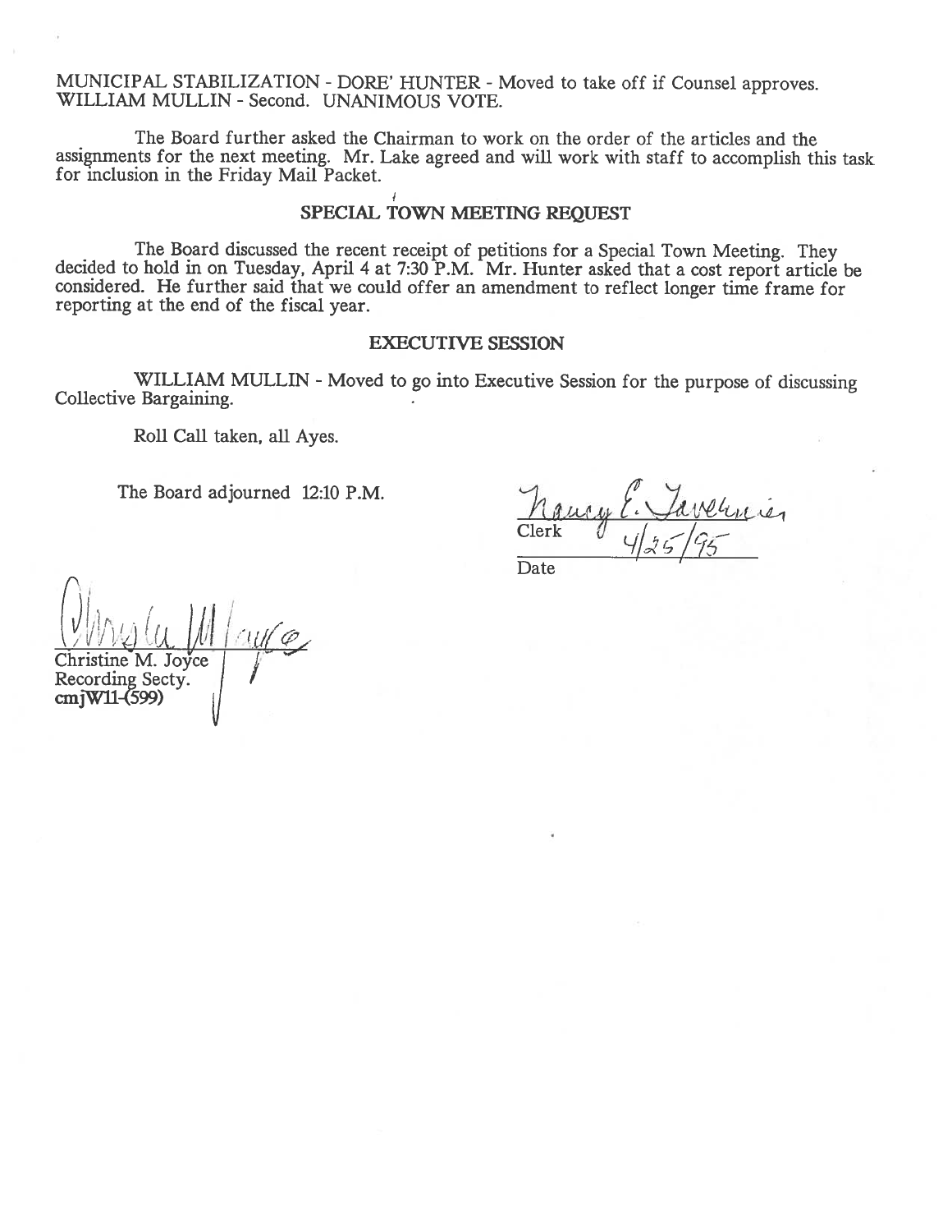MUNICIPAL STABILIZATION - DORE' HUNTER - Moved to take off if Counsel approves. WILLIAM MULLIN - Second. UNANIMOUS VOTE.

The Board further asked the Chairman to work on the order of the articles and the assignments for the next meeting. Mr. Lake agreed and will work with staff to accomplish this task for inclusion in the Friday Mail Packet.

## SPECIAL TOWN MEETING REQUEST

The Board discussed the recent receipt of petitions for a Special Town Meeting. They decided to hold in on Tuesday, April 4 at 7:30 P.M. Mr. Hunter asked that a cost report article be considered. He further said that we could offer an amendment to reflect longer time frame for reporting at the end of the fiscal year.

## EXECUTIVE SESSION

WILLIAM MULLIN - Moved to go into Executive Session for the purpose of discussing Collective Bargaining.

Roll Call taken, all Ayes.

The Board adjourned 12:10 P.M.

Nancy E. Tavernier
Clerk

4/25/95
Date

Christine M. Joyce
Recording Secty.
**cmjW11-(599)**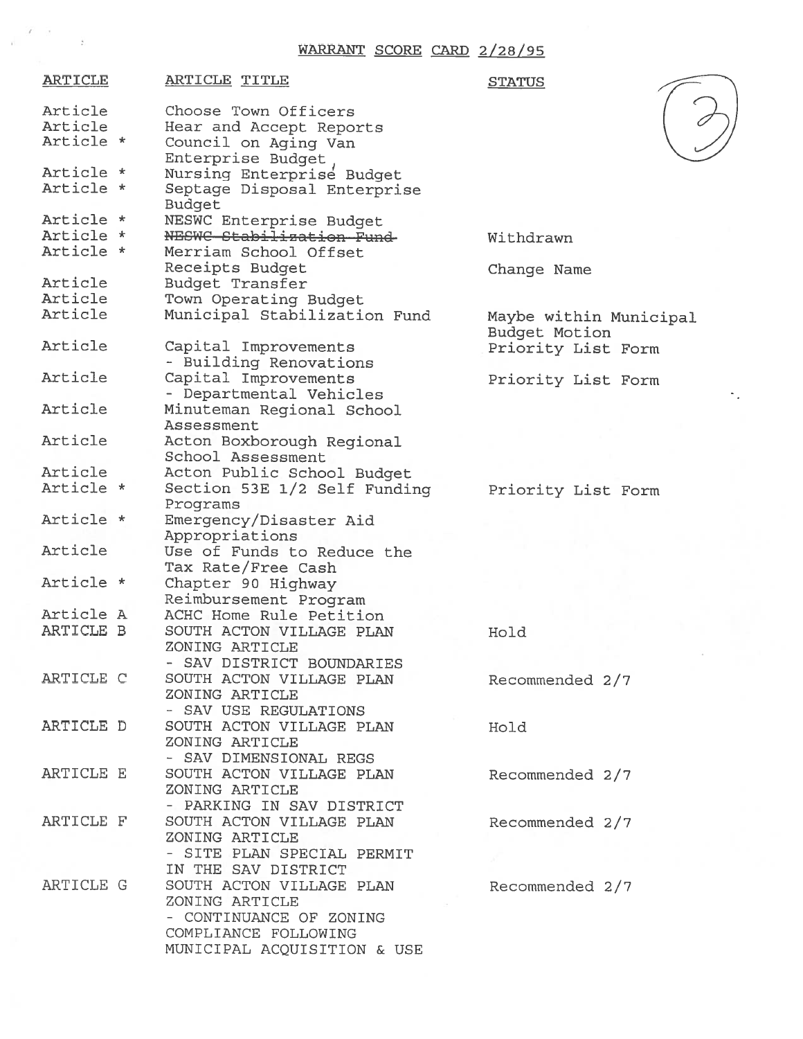# WARRANT SCORE CARD 2/28/95

(3)

| ARTICLE | ARTICLE TITLE | STATUS |
|---|---|---|
| Article | Choose Town Officers | |
| Article | Hear and Accept Reports | |
| Article * | Council on Aging Van Enterprise Budget | |
| Article * | Nursing Enterprise Budget | |
| Article * | Septage Disposal Enterprise Budget | |
| Article * | NESWC Enterprise Budget | |
| Article * | ~~NESWC Stabilization Fund~~ | Withdrawn |
| Article * | Merriam School Offset Receipts Budget | Change Name |
| Article | Budget Transfer | |
| Article | Town Operating Budget | |
| Article | Municipal Stabilization Fund | Maybe within Municipal Budget Motion |
| Article | Capital Improvements - Building Renovations | Priority List Form |
| Article | Capital Improvements - Departmental Vehicles | Priority List Form |
| Article | Minuteman Regional School Assessment | |
| Article | Acton Boxborough Regional School Assessment | |
| Article | Acton Public School Budget | |
| Article * | Section 53E 1/2 Self Funding Programs | Priority List Form |
| Article * | Emergency/Disaster Aid Appropriations | |
| Article | Use of Funds to Reduce the Tax Rate/Free Cash | |
| Article * | Chapter 90 Highway Reimbursement Program | |
| Article A | ACHC Home Rule Petition | |
| ARTICLE B | SOUTH ACTON VILLAGE PLAN ZONING ARTICLE - SAV DISTRICT BOUNDARIES | Hold |
| ARTICLE C | SOUTH ACTON VILLAGE PLAN ZONING ARTICLE - SAV USE REGULATIONS | Recommended 2/7 |
| ARTICLE D | SOUTH ACTON VILLAGE PLAN ZONING ARTICLE - SAV DIMENSIONAL REGS | Hold |
| ARTICLE E | SOUTH ACTON VILLAGE PLAN ZONING ARTICLE - PARKING IN SAV DISTRICT | Recommended 2/7 |
| ARTICLE F | SOUTH ACTON VILLAGE PLAN ZONING ARTICLE - SITE PLAN SPECIAL PERMIT IN THE SAV DISTRICT | Recommended 2/7 |
| ARTICLE G | SOUTH ACTON VILLAGE PLAN ZONING ARTICLE - CONTINUANCE OF ZONING COMPLIANCE FOLLOWING MUNICIPAL ACQUISITION & USE | Recommended 2/7 |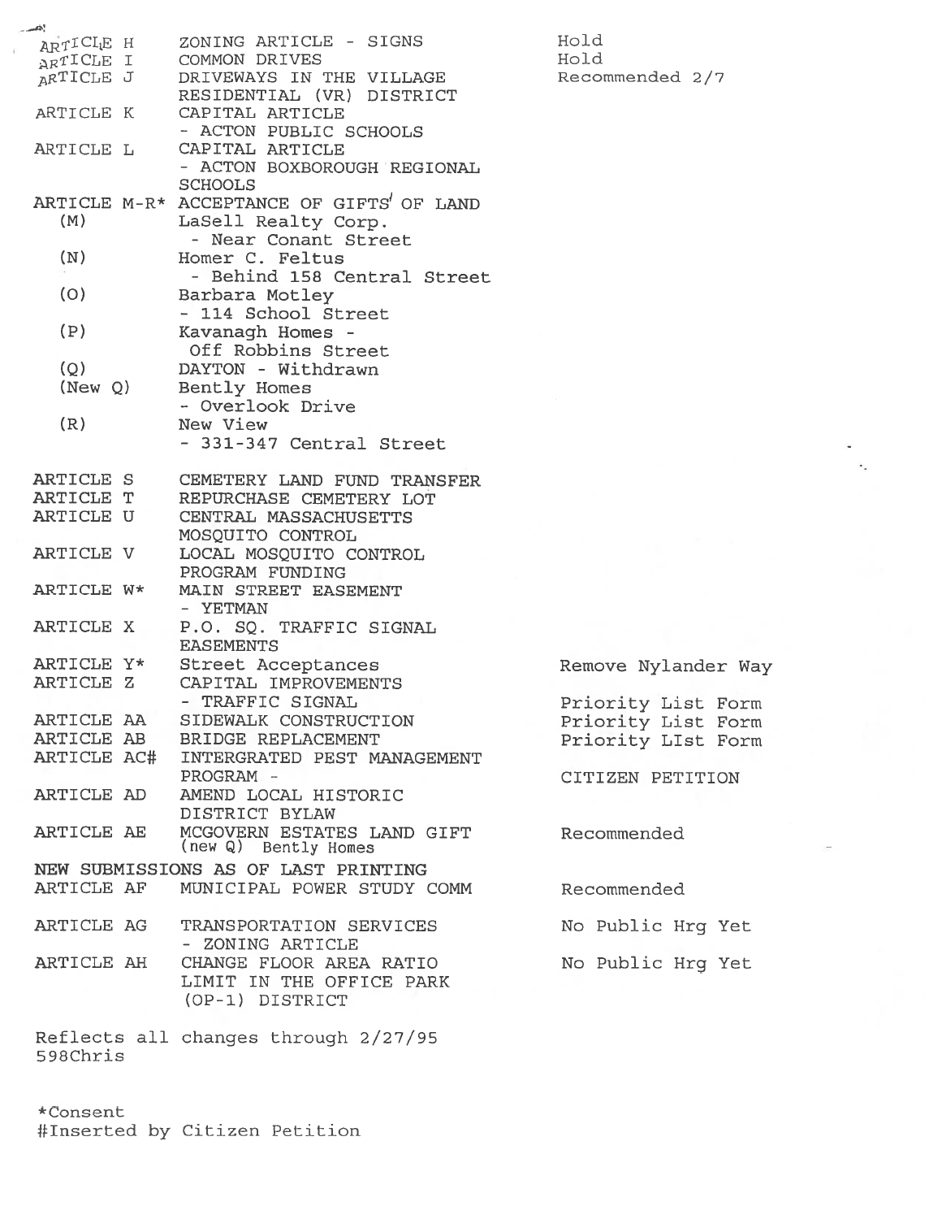| | | |
|---|---|---|
| ARTICLE H | ZONING ARTICLE - SIGNS | Hold |
| ARTICLE I | COMMON DRIVES | Hold |
| ARTICLE J | DRIVEWAYS IN THE VILLAGE RESIDENTIAL (VR) DISTRICT | Recommended 2/7 |
| ARTICLE K | CAPITAL ARTICLE - ACTON PUBLIC SCHOOLS | |
| ARTICLE L | CAPITAL ARTICLE - ACTON BOXBOROUGH REGIONAL SCHOOLS | |
| ARTICLE M-R* | ACCEPTANCE OF GIFTS OF LAND | |
| (M) | LaSell Realty Corp. - Near Conant Street | |
| (N) | Homer C. Feltus - Behind 158 Central Street | |
| (O) | Barbara Motley - 114 School Street | |
| (P) | Kavanagh Homes - Off Robbins Street | |
| (Q) | DAYTON - Withdrawn | |
| (New Q) | Bently Homes - Overlook Drive | |
| (R) | New View - 331-347 Central Street | |
| ARTICLE S | CEMETERY LAND FUND TRANSFER | |
| ARTICLE T | REPURCHASE CEMETERY LOT | |
| ARTICLE U | CENTRAL MASSACHUSETTS MOSQUITO CONTROL | |
| ARTICLE V | LOCAL MOSQUITO CONTROL PROGRAM FUNDING | |
| ARTICLE W* | MAIN STREET EASEMENT - YETMAN | |
| ARTICLE X | P.O. SQ. TRAFFIC SIGNAL EASEMENTS | |
| ARTICLE Y* | Street Acceptances | Remove Nylander Way |
| ARTICLE Z | CAPITAL IMPROVEMENTS - TRAFFIC SIGNAL | Priority List Form |
| ARTICLE AA | SIDEWALK CONSTRUCTION | Priority List Form |
| ARTICLE AB | BRIDGE REPLACEMENT | Priority LIst Form |
| ARTICLE AC# | INTERGRATED PEST MANAGEMENT PROGRAM - | CITIZEN PETITION |
| ARTICLE AD | AMEND LOCAL HISTORIC DISTRICT BYLAW | |
| ARTICLE AE | MCGOVERN ESTATES LAND GIFT (new Q) Bently Homes | Recommended |
| **NEW SUBMISSIONS AS OF LAST PRINTING** | | |
| ARTICLE AF | MUNICIPAL POWER STUDY COMM | Recommended |
| ARTICLE AG | TRANSPORTATION SERVICES - ZONING ARTICLE | No Public Hrg Yet |
| ARTICLE AH | CHANGE FLOOR AREA RATIO LIMIT IN THE OFFICE PARK (OP-1) DISTRICT | No Public Hrg Yet |

Reflects all changes through 2/27/95
598Chris

*Consent
#Inserted by Citizen Petition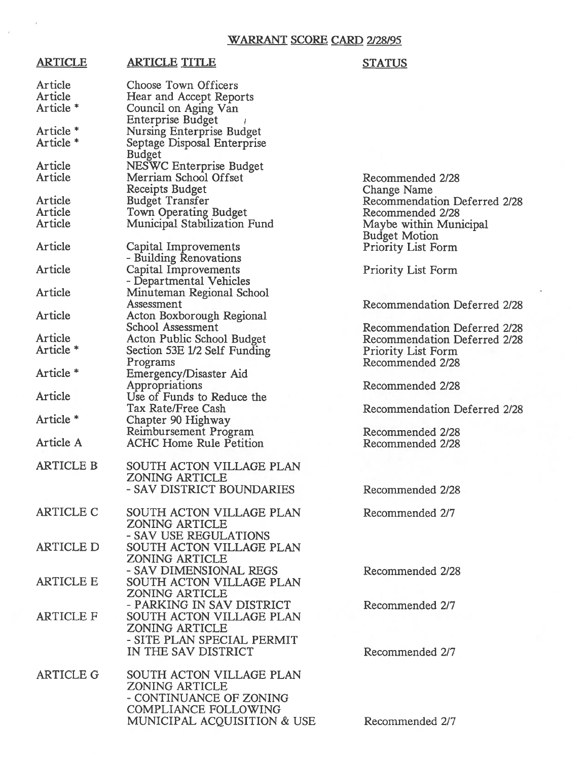## WARRANT SCORE CARD 2/28/95

| ARTICLE | ARTICLE TITLE | STATUS |
|---|---|---|
| Article | Choose Town Officers | |
| Article | Hear and Accept Reports | |
| Article * | Council on Aging Van Enterprise Budget | |
| Article * | Nursing Enterprise Budget | |
| Article * | Septage Disposal Enterprise Budget | |
| Article | NESWC Enterprise Budget | |
| Article | Merriam School Offset Receipts Budget | Recommended 2/28 Change Name |
| Article | Budget Transfer | Recommendation Deferred 2/28 |
| Article | Town Operating Budget | Recommended 2/28 |
| Article | Municipal Stabilization Fund | Maybe within Municipal Budget Motion |
| Article | Capital Improvements - Building Renovations | Priority List Form |
| Article | Capital Improvements - Departmental Vehicles | Priority List Form |
| Article | Minuteman Regional School Assessment | Recommendation Deferred 2/28 |
| Article | Acton Boxborough Regional School Assessment | Recommendation Deferred 2/28 |
| Article | Acton Public School Budget | Recommendation Deferred 2/28 |
| Article * | Section 53E 1/2 Self Funding Programs | Priority List Form Recommended 2/28 |
| Article * | Emergency/Disaster Aid Appropriations | Recommended 2/28 |
| Article | Use of Funds to Reduce the Tax Rate/Free Cash | Recommendation Deferred 2/28 |
| Article * | Chapter 90 Highway Reimbursement Program | Recommended 2/28 |
| Article A | ACHC Home Rule Petition | Recommended 2/28 |
| ARTICLE B | SOUTH ACTON VILLAGE PLAN ZONING ARTICLE - SAV DISTRICT BOUNDARIES | Recommended 2/28 |
| ARTICLE C | SOUTH ACTON VILLAGE PLAN ZONING ARTICLE - SAV USE REGULATIONS | Recommended 2/7 |
| ARTICLE D | SOUTH ACTON VILLAGE PLAN ZONING ARTICLE - SAV DIMENSIONAL REGS | Recommended 2/28 |
| ARTICLE E | SOUTH ACTON VILLAGE PLAN ZONING ARTICLE - PARKING IN SAV DISTRICT | Recommended 2/7 |
| ARTICLE F | SOUTH ACTON VILLAGE PLAN ZONING ARTICLE - SITE PLAN SPECIAL PERMIT IN THE SAV DISTRICT | Recommended 2/7 |
| ARTICLE G | SOUTH ACTON VILLAGE PLAN ZONING ARTICLE - CONTINUANCE OF ZONING COMPLIANCE FOLLOWING MUNICIPAL ACQUISITION & USE | Recommended 2/7 |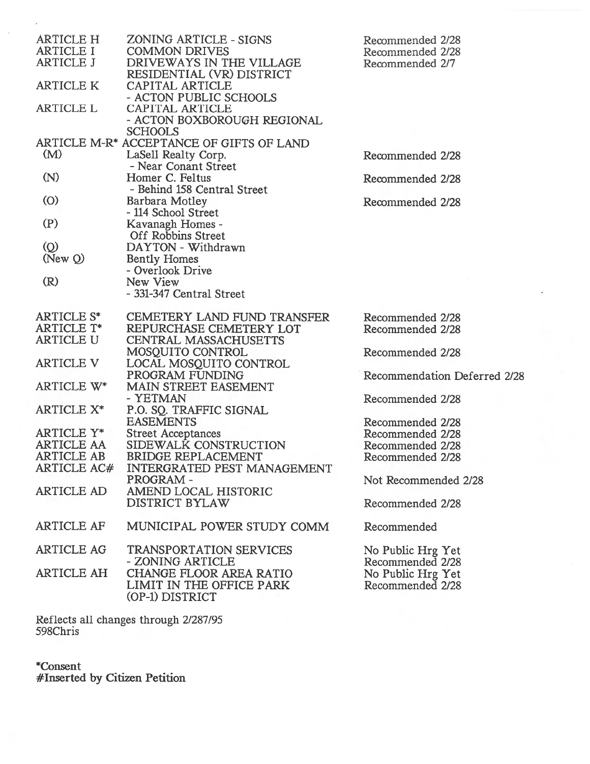| Article | Subject | Status |
| --- | --- | --- |
| ARTICLE H | ZONING ARTICLE - SIGNS | Recommended 2/28 |
| ARTICLE I | COMMON DRIVES | Recommended 2/28 |
| ARTICLE J | DRIVEWAYS IN THE VILLAGE RESIDENTIAL (VR) DISTRICT | Recommended 2/7 |
| ARTICLE K | CAPITAL ARTICLE - ACTON PUBLIC SCHOOLS | |
| ARTICLE L | CAPITAL ARTICLE - ACTON BOXBOROUGH REGIONAL SCHOOLS | |
| ARTICLE M-R* | ACCEPTANCE OF GIFTS OF LAND | |
| (M) | LaSell Realty Corp. - Near Conant Street | Recommended 2/28 |
| (N) | Homer C. Feltus - Behind 158 Central Street | Recommended 2/28 |
| (O) | Barbara Motley - 114 School Street | Recommended 2/28 |
| (P) | Kavanagh Homes - Off Robbins Street | |
| (Q) | DAYTON - Withdrawn | |
| (New Q) | Bently Homes - Overlook Drive | |
| (R) | New View - 331-347 Central Street | |
| ARTICLE S* | CEMETERY LAND FUND TRANSFER | Recommended 2/28 |
| ARTICLE T* | REPURCHASE CEMETERY LOT | Recommended 2/28 |
| ARTICLE U | CENTRAL MASSACHUSETTS MOSQUITO CONTROL | Recommended 2/28 |
| ARTICLE V | LOCAL MOSQUITO CONTROL PROGRAM FUNDING | Recommendation Deferred 2/28 |
| ARTICLE W* | MAIN STREET EASEMENT - YETMAN | Recommended 2/28 |
| ARTICLE X* | P.O. SQ. TRAFFIC SIGNAL EASEMENTS | Recommended 2/28 |
| ARTICLE Y* | Street Acceptances | Recommended 2/28 |
| ARTICLE AA | SIDEWALK CONSTRUCTION | Recommended 2/28 |
| ARTICLE AB | BRIDGE REPLACEMENT | Recommended 2/28 |
| ARTICLE AC# | INTERGRATED PEST MANAGEMENT PROGRAM - | Not Recommended 2/28 |
| ARTICLE AD | AMEND LOCAL HISTORIC DISTRICT BYLAW | Recommended 2/28 |
| ARTICLE AF | MUNICIPAL POWER STUDY COMM | Recommended |
| ARTICLE AG | TRANSPORTATION SERVICES - ZONING ARTICLE | No Public Hrg Yet Recommended 2/28 |
| ARTICLE AH | CHANGE FLOOR AREA RATIO LIMIT IN THE OFFICE PARK (OP-1) DISTRICT | No Public Hrg Yet Recommended 2/28 |

Reflects all changes through 2/287/95
598Chris

**\*Consent**
**#Inserted by Citizen Petition**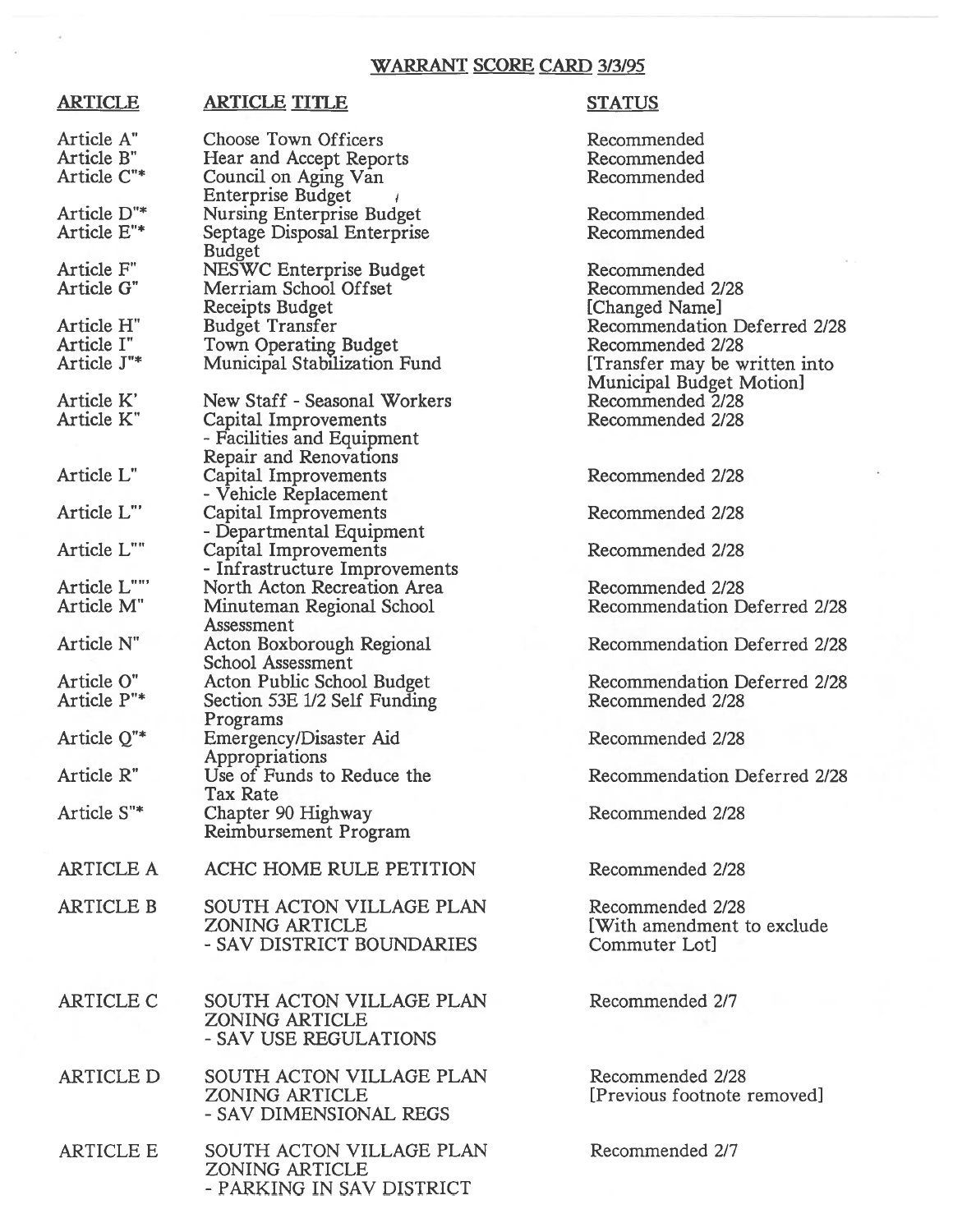## WARRANT SCORE CARD 3/3/95

| ARTICLE | ARTICLE TITLE | STATUS |
|---|---|---|
| Article A" | Choose Town Officers | Recommended |
| Article B" | Hear and Accept Reports | Recommended |
| Article C"* | Council on Aging Van Enterprise Budget | Recommended |
| Article D"* | Nursing Enterprise Budget | Recommended |
| Article E"* | Septage Disposal Enterprise Budget | Recommended |
| Article F" | NESWC Enterprise Budget | Recommended |
| Article G" | Merriam School Offset Receipts Budget | Recommended 2/28 [Changed Name] |
| Article H" | Budget Transfer | Recommendation Deferred 2/28 |
| Article I" | Town Operating Budget | Recommended 2/28 |
| Article J"* | Municipal Stabilization Fund | [Transfer may be written into Municipal Budget Motion] |
| Article K' | New Staff - Seasonal Workers | Recommended 2/28 |
| Article K" | Capital Improvements - Facilities and Equipment Repair and Renovations | Recommended 2/28 |
| Article L" | Capital Improvements - Vehicle Replacement | Recommended 2/28 |
| Article L"' | Capital Improvements - Departmental Equipment | Recommended 2/28 |
| Article L"" | Capital Improvements - Infrastructure Improvements | Recommended 2/28 |
| Article L""' | North Acton Recreation Area | Recommended 2/28 |
| Article M" | Minuteman Regional School Assessment | Recommendation Deferred 2/28 |
| Article N" | Acton Boxborough Regional School Assessment | Recommendation Deferred 2/28 |
| Article O" | Acton Public School Budget | Recommendation Deferred 2/28 |
| Article P"* | Section 53E 1/2 Self Funding Programs | Recommended 2/28 |
| Article Q"* | Emergency/Disaster Aid Appropriations | Recommended 2/28 |
| Article R" | Use of Funds to Reduce the Tax Rate | Recommendation Deferred 2/28 |
| Article S"* | Chapter 90 Highway Reimbursement Program | Recommended 2/28 |
| ARTICLE A | ACHC HOME RULE PETITION | Recommended 2/28 |
| ARTICLE B | SOUTH ACTON VILLAGE PLAN ZONING ARTICLE - SAV DISTRICT BOUNDARIES | Recommended 2/28 [With amendment to exclude Commuter Lot] |
| ARTICLE C | SOUTH ACTON VILLAGE PLAN ZONING ARTICLE - SAV USE REGULATIONS | Recommended 2/7 |
| ARTICLE D | SOUTH ACTON VILLAGE PLAN ZONING ARTICLE - SAV DIMENSIONAL REGS | Recommended 2/28 [Previous footnote removed] |
| ARTICLE E | SOUTH ACTON VILLAGE PLAN ZONING ARTICLE - PARKING IN SAV DISTRICT | Recommended 2/7 |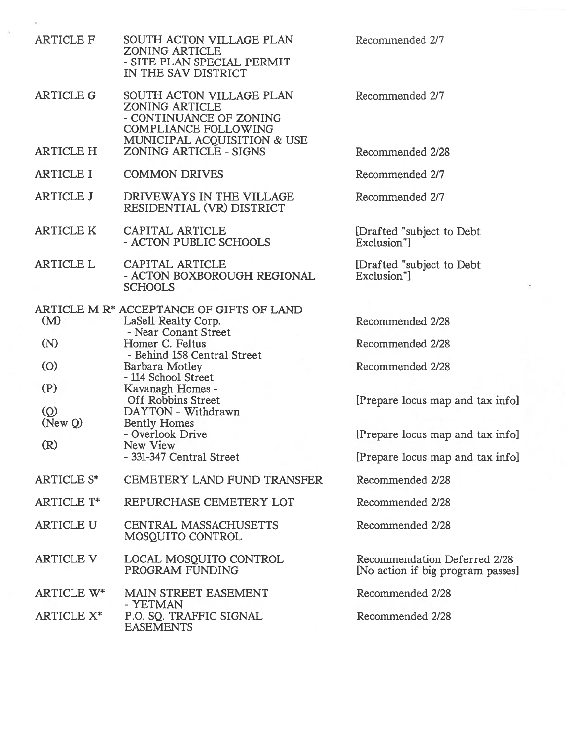| | | |
|---|---|---|
| ARTICLE F | SOUTH ACTON VILLAGE PLAN ZONING ARTICLE - SITE PLAN SPECIAL PERMIT IN THE SAV DISTRICT | Recommended 2/7 |
| ARTICLE G | SOUTH ACTON VILLAGE PLAN ZONING ARTICLE - CONTINUANCE OF ZONING COMPLIANCE FOLLOWING MUNICIPAL ACQUISITION & USE | Recommended 2/7 |
| ARTICLE H | ZONING ARTICLE - SIGNS | Recommended 2/28 |
| ARTICLE I | COMMON DRIVES | Recommended 2/7 |
| ARTICLE J | DRIVEWAYS IN THE VILLAGE RESIDENTIAL (VR) DISTRICT | Recommended 2/7 |
| ARTICLE K | CAPITAL ARTICLE - ACTON PUBLIC SCHOOLS | [Drafted "subject to Debt Exclusion"] |
| ARTICLE L | CAPITAL ARTICLE - ACTON BOXBOROUGH REGIONAL SCHOOLS | [Drafted "subject to Debt Exclusion"] |
| ARTICLE M-R* | ACCEPTANCE OF GIFTS OF LAND | |
| (M) | LaSell Realty Corp. - Near Conant Street | Recommended 2/28 |
| (N) | Homer C. Feltus - Behind 158 Central Street | Recommended 2/28 |
| (O) | Barbara Motley - 114 School Street | Recommended 2/28 |
| (P) | Kavanagh Homes - Off Robbins Street | [Prepare locus map and tax info] |
| (Q) | DAYTON - Withdrawn | |
| (New Q) | Bently Homes - Overlook Drive | [Prepare locus map and tax info] |
| (R) | New View - 331-347 Central Street | [Prepare locus map and tax info] |
| ARTICLE S* | CEMETERY LAND FUND TRANSFER | Recommended 2/28 |
| ARTICLE T* | REPURCHASE CEMETERY LOT | Recommended 2/28 |
| ARTICLE U | CENTRAL MASSACHUSETTS MOSQUITO CONTROL | Recommended 2/28 |
| ARTICLE V | LOCAL MOSQUITO CONTROL PROGRAM FUNDING | Recommendation Deferred 2/28 [No action if big program passes] |
| ARTICLE W* | MAIN STREET EASEMENT - YETMAN | Recommended 2/28 |
| ARTICLE X* | P.O. SQ. TRAFFIC SIGNAL EASEMENTS | Recommended 2/28 |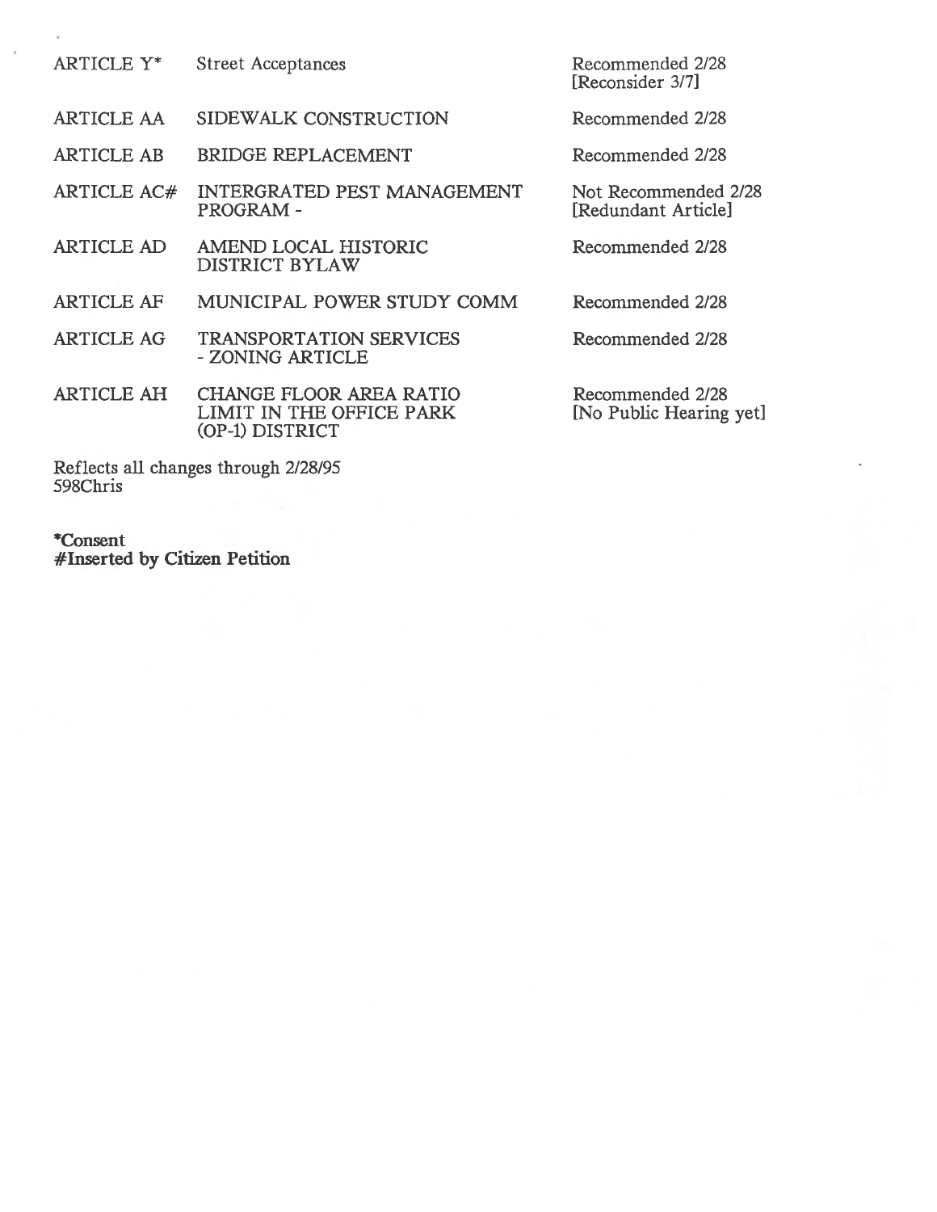| | | |
|---|---|---|
| ARTICLE Y* | Street Acceptances | Recommended 2/28 [Reconsider 3/7] |
| ARTICLE AA | SIDEWALK CONSTRUCTION | Recommended 2/28 |
| ARTICLE AB | BRIDGE REPLACEMENT | Recommended 2/28 |
| ARTICLE AC# | INTERGRATED PEST MANAGEMENT PROGRAM - | Not Recommended 2/28 [Redundant Article] |
| ARTICLE AD | AMEND LOCAL HISTORIC DISTRICT BYLAW | Recommended 2/28 |
| ARTICLE AF | MUNICIPAL POWER STUDY COMM | Recommended 2/28 |
| ARTICLE AG | TRANSPORTATION SERVICES - ZONING ARTICLE | Recommended 2/28 |
| ARTICLE AH | CHANGE FLOOR AREA RATIO LIMIT IN THE OFFICE PARK (OP-1) DISTRICT | Recommended 2/28 [No Public Hearing yet] |

Reflects all changes through 2/28/95
598Chris

**\*Consent**
**#Inserted by Citizen Petition**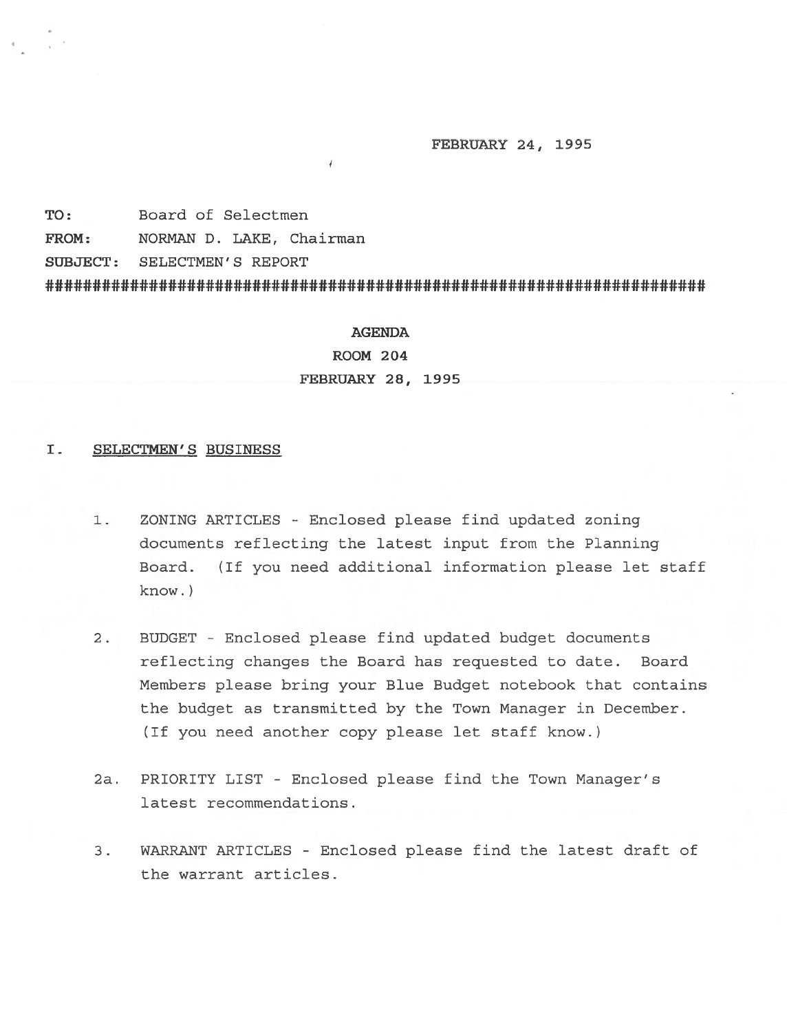FEBRUARY 24, 1995

**TO:** Board of Selectmen

**FROM:** NORMAN D. LAKE, Chairman

**SUBJECT:** SELECTMEN'S REPORT

################################################################################

**AGENDA**

**ROOM 204**

**FEBRUARY 28, 1995**

## I. SELECTMEN'S BUSINESS

1. ZONING ARTICLES - Enclosed please find updated zoning documents reflecting the latest input from the Planning Board. (If you need additional information please let staff know.)

2. BUDGET - Enclosed please find updated budget documents reflecting changes the Board has requested to date. Board Members please bring your Blue Budget notebook that contains the budget as transmitted by the Town Manager in December. (If you need another copy please let staff know.)

2a. PRIORITY LIST - Enclosed please find the Town Manager's latest recommendations.

3. WARRANT ARTICLES - Enclosed please find the latest draft of the warrant articles.